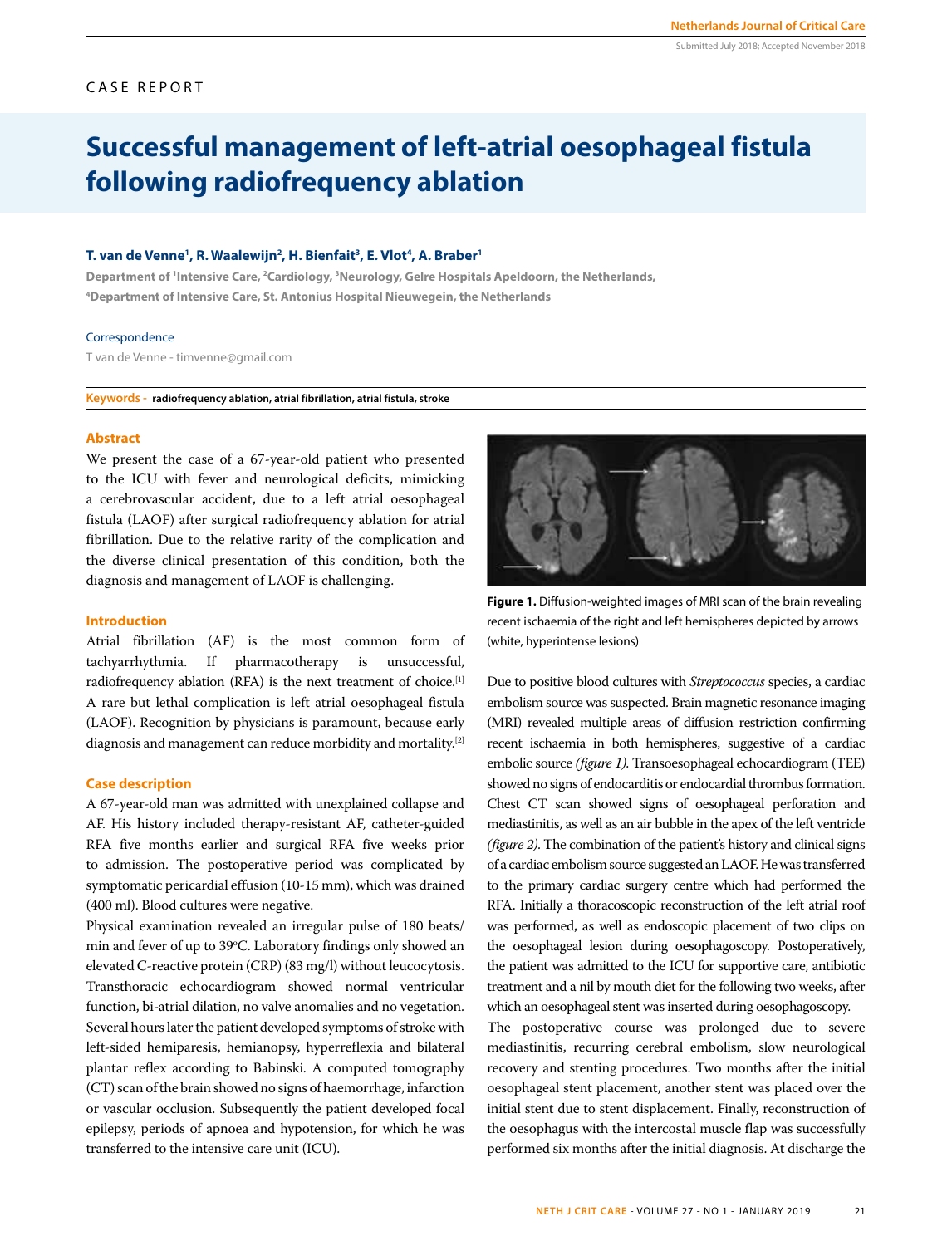CASE REPORT

# Successful management of left-atrial oesophageal fistula following radiofrequency ablation

**T. van de Venne[1], R. Waalewijn[2], H. Bienfait[3], E. Vlot[4], A. Braber[1]**

Department of [1]Intensive Care, [2]Cardiology, [3]Neurology, Gelre Hospitals Apeldoorn, the Netherlands,
[4]Department of Intensive Care, St. Antonius Hospital Nieuwegein, the Netherlands

Correspondence

T van de Venne - timvenne@gmail.com

**Keywords -** radiofrequency ablation, atrial fibrillation, atrial fistula, stroke

## Abstract

We present the case of a 67-year-old patient who presented to the ICU with fever and neurological deficits, mimicking a cerebrovascular accident, due to a left atrial oesophageal fistula (LAOF) after surgical radiofrequency ablation for atrial fibrillation. Due to the relative rarity of the complication and the diverse clinical presentation of this condition, both the diagnosis and management of LAOF is challenging.

## Introduction

Atrial fibrillation (AF) is the most common form of tachyarrhythmia. If pharmacotherapy is unsuccessful, radiofrequency ablation (RFA) is the next treatment of choice.[1] A rare but lethal complication is left atrial oesophageal fistula (LAOF). Recognition by physicians is paramount, because early diagnosis and management can reduce morbidity and mortality.[2]

## Case description

A 67-year-old man was admitted with unexplained collapse and AF. His history included therapy-resistant AF, catheter-guided RFA five months earlier and surgical RFA five weeks prior to admission. The postoperative period was complicated by symptomatic pericardial effusion (10-15 mm), which was drained (400 ml). Blood cultures were negative.

Physical examination revealed an irregular pulse of 180 beats/min and fever of up to 39°C. Laboratory findings only showed an elevated C-reactive protein (CRP) (83 mg/l) without leucocytosis. Transthoracic echocardiogram showed normal ventricular function, bi-atrial dilation, no valve anomalies and no vegetation. Several hours later the patient developed symptoms of stroke with left-sided hemiparesis, hemianopsy, hyperreflexia and bilateral plantar reflex according to Babinski. A computed tomography (CT) scan of the brain showed no signs of haemorrhage, infarction or vascular occlusion. Subsequently the patient developed focal epilepsy, periods of apnoea and hypotension, for which he was transferred to the intensive care unit (ICU).

**Figure 1.** Diffusion-weighted images of MRI scan of the brain revealing recent ischaemia of the right and left hemispheres depicted by arrows (white, hyperintense lesions)

Due to positive blood cultures with *Streptococcus* species, a cardiac embolism source was suspected. Brain magnetic resonance imaging (MRI) revealed multiple areas of diffusion restriction confirming recent ischaemia in both hemispheres, suggestive of a cardiac embolic source *(figure 1)*. Transoesophageal echocardiogram (TEE) showed no signs of endocarditis or endocardial thrombus formation. Chest CT scan showed signs of oesophageal perforation and mediastinitis, as well as an air bubble in the apex of the left ventricle *(figure 2)*. The combination of the patient's history and clinical signs of a cardiac embolism source suggested an LAOF. He was transferred to the primary cardiac surgery centre which had performed the RFA. Initially a thoracoscopic reconstruction of the left atrial roof was performed, as well as endoscopic placement of two clips on the oesophageal lesion during oesophagoscopy. Postoperatively, the patient was admitted to the ICU for supportive care, antibiotic treatment and a nil by mouth diet for the following two weeks, after which an oesophageal stent was inserted during oesophagoscopy.

The postoperative course was prolonged due to severe mediastinitis, recurring cerebral embolism, slow neurological recovery and stenting procedures. Two months after the initial oesophageal stent placement, another stent was placed over the initial stent due to stent displacement. Finally, reconstruction of the oesophagus with the intercostal muscle flap was successfully performed six months after the initial diagnosis. At discharge the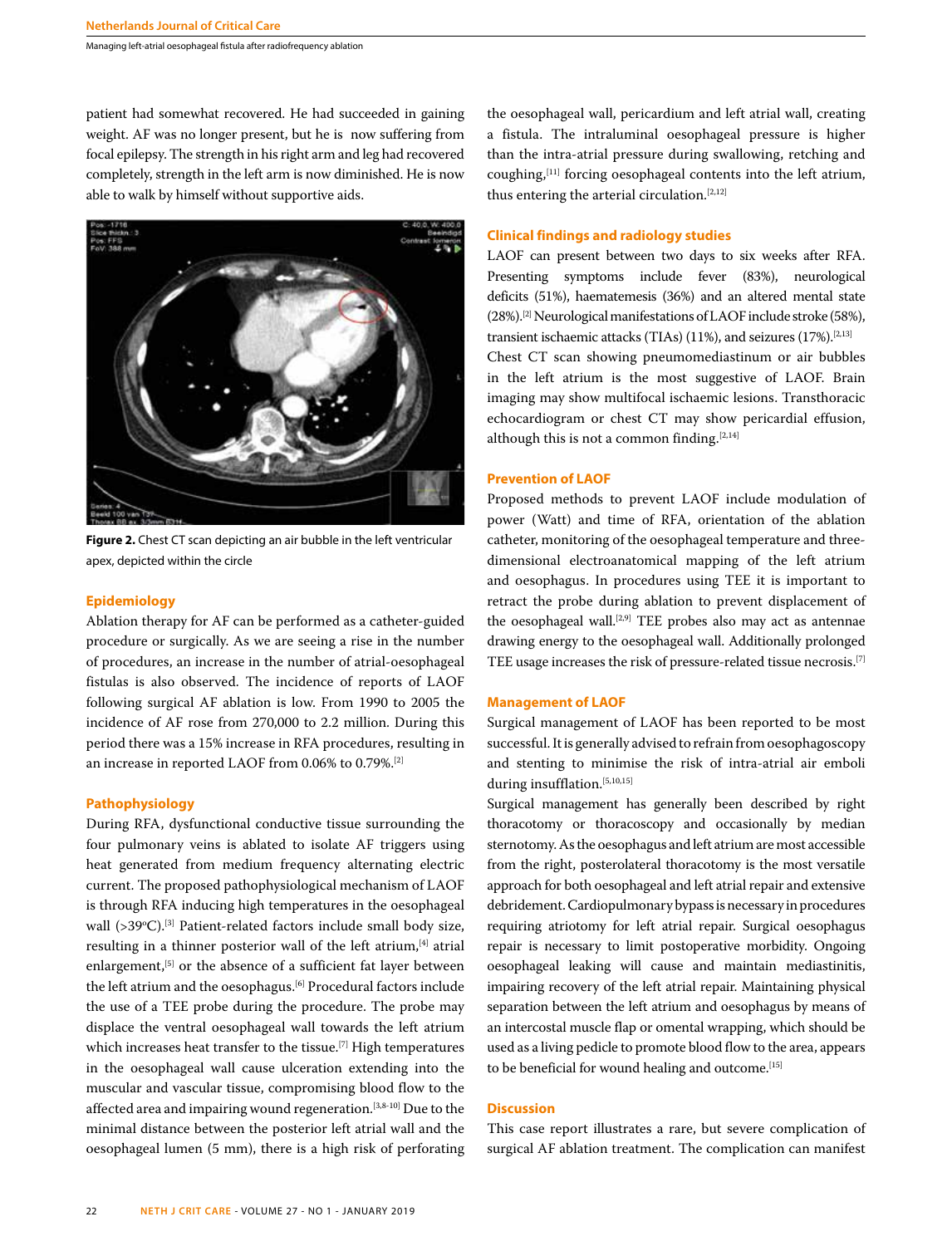patient had somewhat recovered. He had succeeded in gaining weight. AF was no longer present, but he is now suffering from focal epilepsy. The strength in his right arm and leg had recovered completely, strength in the left arm is now diminished. He is now able to walk by himself without supportive aids.

**Figure 2.** Chest CT scan depicting an air bubble in the left ventricular apex, depicted within the circle

### Epidemiology

Ablation therapy for AF can be performed as a catheter-guided procedure or surgically. As we are seeing a rise in the number of procedures, an increase in the number of atrial-oesophageal fistulas is also observed. The incidence of reports of LAOF following surgical AF ablation is low. From 1990 to 2005 the incidence of AF rose from 270,000 to 2.2 million. During this period there was a 15% increase in RFA procedures, resulting in an increase in reported LAOF from 0.06% to 0.79%.[2]

### Pathophysiology

During RFA, dysfunctional conductive tissue surrounding the four pulmonary veins is ablated to isolate AF triggers using heat generated from medium frequency alternating electric current. The proposed pathophysiological mechanism of LAOF is through RFA inducing high temperatures in the oesophageal wall (>39ºC).[3] Patient-related factors include small body size, resulting in a thinner posterior wall of the left atrium,[4] atrial enlargement,[5] or the absence of a sufficient fat layer between the left atrium and the oesophagus.[6] Procedural factors include the use of a TEE probe during the procedure. The probe may displace the ventral oesophageal wall towards the left atrium which increases heat transfer to the tissue.[7] High temperatures in the oesophageal wall cause ulceration extending into the muscular and vascular tissue, compromising blood flow to the affected area and impairing wound regeneration.[3,8-10] Due to the minimal distance between the posterior left atrial wall and the oesophageal lumen (5 mm), there is a high risk of perforating the oesophageal wall, pericardium and left atrial wall, creating a fistula. The intraluminal oesophageal pressure is higher than the intra-atrial pressure during swallowing, retching and coughing,[11] forcing oesophageal contents into the left atrium, thus entering the arterial circulation.[2,12]

### Clinical findings and radiology studies

LAOF can present between two days to six weeks after RFA. Presenting symptoms include fever (83%), neurological deficits (51%), haematemesis (36%) and an altered mental state (28%).[2] Neurological manifestations of LAOF include stroke (58%), transient ischaemic attacks (TIAs) (11%), and seizures (17%).[2,13]

Chest CT scan showing pneumomediastinum or air bubbles in the left atrium is the most suggestive of LAOF. Brain imaging may show multifocal ischaemic lesions. Transthoracic echocardiogram or chest CT may show pericardial effusion, although this is not a common finding.[2,14]

### Prevention of LAOF

Proposed methods to prevent LAOF include modulation of power (Watt) and time of RFA, orientation of the ablation catheter, monitoring of the oesophageal temperature and three-dimensional electroanatomical mapping of the left atrium and oesophagus. In procedures using TEE it is important to retract the probe during ablation to prevent displacement of the oesophageal wall.[2,9] TEE probes also may act as antennae drawing energy to the oesophageal wall. Additionally prolonged TEE usage increases the risk of pressure-related tissue necrosis.[7]

### Management of LAOF

Surgical management of LAOF has been reported to be most successful. It is generally advised to refrain from oesophagoscopy and stenting to minimise the risk of intra-atrial air emboli during insufflation.[5,10,15]

Surgical management has generally been described by right thoracotomy or thoracoscopy and occasionally by median sternotomy. As the oesophagus and left atrium are most accessible from the right, posterolateral thoracotomy is the most versatile approach for both oesophageal and left atrial repair and extensive debridement. Cardiopulmonary bypass is necessary in procedures requiring atriotomy for left atrial repair. Surgical oesophagus repair is necessary to limit postoperative morbidity. Ongoing oesophageal leaking will cause and maintain mediastinitis, impairing recovery of the left atrial repair. Maintaining physical separation between the left atrium and oesophagus by means of an intercostal muscle flap or omental wrapping, which should be used as a living pedicle to promote blood flow to the area, appears to be beneficial for wound healing and outcome.[15]

### Discussion

This case report illustrates a rare, but severe complication of surgical AF ablation treatment. The complication can manifest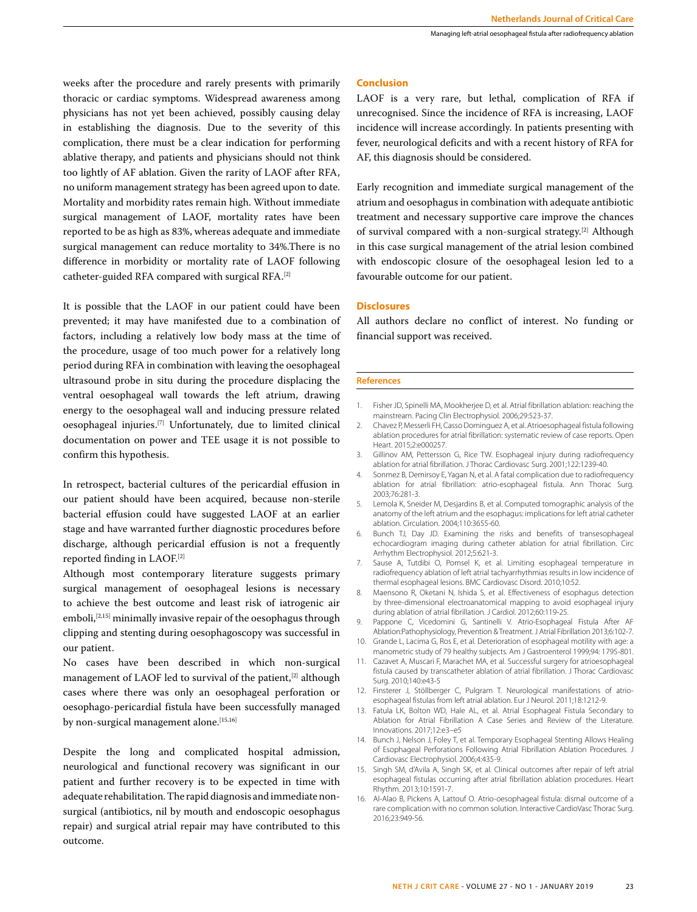weeks after the procedure and rarely presents with primarily thoracic or cardiac symptoms. Widespread awareness among physicians has not yet been achieved, possibly causing delay in establishing the diagnosis. Due to the severity of this complication, there must be a clear indication for performing ablative therapy, and patients and physicians should not think too lightly of AF ablation. Given the rarity of LAOF after RFA, no uniform management strategy has been agreed upon to date. Mortality and morbidity rates remain high. Without immediate surgical management of LAOF, mortality rates have been reported to be as high as 83%, whereas adequate and immediate surgical management can reduce mortality to 34%.There is no difference in morbidity or mortality rate of LAOF following catheter-guided RFA compared with surgical RFA.[2]

It is possible that the LAOF in our patient could have been prevented; it may have manifested due to a combination of factors, including a relatively low body mass at the time of the procedure, usage of too much power for a relatively long period during RFA in combination with leaving the oesophageal ultrasound probe in situ during the procedure displacing the ventral oesophageal wall towards the left atrium, drawing energy to the oesophageal wall and inducing pressure related oesophageal injuries.[7] Unfortunately, due to limited clinical documentation on power and TEE usage it is not possible to confirm this hypothesis.

In retrospect, bacterial cultures of the pericardial effusion in our patient should have been acquired, because non-sterile bacterial effusion could have suggested LAOF at an earlier stage and have warranted further diagnostic procedures before discharge, although pericardial effusion is not a frequently reported finding in LAOF.[2]

Although most contemporary literature suggests primary surgical management of oesophageal lesions is necessary to achieve the best outcome and least risk of iatrogenic air emboli,[2,15] minimally invasive repair of the oesophagus through clipping and stenting during oesophagoscopy was successful in our patient.

No cases have been described in which non-surgical management of LAOF led to survival of the patient,[2] although cases where there was only an oesophageal perforation or oesophago-pericardial fistula have been successfully managed by non-surgical management alone.[15,16]

Despite the long and complicated hospital admission, neurological and functional recovery was significant in our patient and further recovery is to be expected in time with adequate rehabilitation. The rapid diagnosis and immediate non-surgical (antibiotics, nil by mouth and endoscopic oesophagus repair) and surgical atrial repair may have contributed to this outcome.

## Conclusion

LAOF is a very rare, but lethal, complication of RFA if unrecognised. Since the incidence of RFA is increasing, LAOF incidence will increase accordingly. In patients presenting with fever, neurological deficits and with a recent history of RFA for AF, this diagnosis should be considered.

Early recognition and immediate surgical management of the atrium and oesophagus in combination with adequate antibiotic treatment and necessary supportive care improve the chances of survival compared with a non-surgical strategy.[2] Although in this case surgical management of the atrial lesion combined with endoscopic closure of the oesophageal lesion led to a favourable outcome for our patient.

## Disclosures

All authors declare no conflict of interest. No funding or financial support was received.

## References

1. Fisher JD, Spinelli MA, Mookherjee D, et al. Atrial fibrillation ablation: reaching the mainstream. Pacing Clin Electrophysiol. 2006;29:523-37.
2. Chavez P, Messerli FH, Casso Dominguez A, et al. Atrioesophageal fistula following ablation procedures for atrial fibrillation: systematic review of case reports. Open Heart. 2015;2:e000257.
3. Gillinov AM, Pettersson G, Rice TW. Esophageal injury during radiofrequency ablation for atrial fibrillation. J Thorac Cardiovasc Surg. 2001;122:1239-40.
4. Sonmez B, Demirsoy E, Yagan N, et al. A fatal complication due to radiofrequency ablation for atrial fibrillation: atrio-esophageal fistula. Ann Thorac Surg. 2003;76:281-3.
5. Lemola K, Sneider M, Desjardins B, et al. Computed tomographic analysis of the anatomy of the left atrium and the esophagus: implications for left atrial catheter ablation. Circulation. 2004;110:3655-60.
6. Bunch TJ, Day JD. Examining the risks and benefits of transesophageal echocardiogram imaging during catheter ablation for atrial fibrillation. Circ Arrhythm Electrophysiol. 2012;5:621-3.
7. Sause A, Tutdibi O, Pomsel K, et al. Limiting esophageal temperature in radiofrequency ablation of left atrial tachyarrhythmias results in low incidence of thermal esophageal lesions. BMC Cardiovasc Disord. 2010;10:52.
8. Maensono R, Oketani N, Ishida S, et al. Effectiveness of esophagus detection by three-dimensional electroanatomical mapping to avoid esophageal injury during ablation of atrial fibrillation. J Cardiol. 2012;60:119-25.
9. Pappone C, Vicedomini G, Santinelli V. Atrio-Esophageal Fistula After AF Ablation:Pathophysiology, Prevention & Treatment. J Atrial Fibrillation 2013;6:102-7.
10. Grande L, Lacima G, Ros E, et al. Deterioration of esophageal motility with age: a manometric study of 79 healthy subjects. Am J Gastroenterol 1999;94: 1795-801.
11. Cazavet A, Muscari F, Marachet MA, et al. Successful surgery for atrioesophageal fistula caused by transcatheter ablation of atrial fibrillation. J Thorac Cardiovasc Surg. 2010;140:e43-5
12. Finsterer J, Stöllberger C, Pulgram T. Neurological manifestations of atrio-esophageal fistulas from left atrial ablation. Eur J Neurol. 2011;18:1212-9.
13. Fatula LK, Bolton WD, Hale AL, et al. Atrial Esophageal Fistula Secondary to Ablation for Atrial Fibrillation A Case Series and Review of the Literature. Innovations. 2017;12:e3–e5
14. Bunch J, Nelson J, Foley T, et al. Temporary Esophageal Stenting Allows Healing of Esophageal Perforations Following Atrial Fibrillation Ablation Procedures. J Cardiovasc Electrophysiol. 2006;4:435-9.
15. Singh SM, d'Avila A, Singh SK, et al. Clinical outcomes after repair of left atrial esophageal fistulas occurring after atrial fibrillation ablation procedures. Heart Rhythm. 2013;10:1591-7.
16. Al-Alao B, Pickens A, Lattouf O. Atrio-oesophageal fistula: dismal outcome of a rare complication with no common solution. Interactive CardioVasc Thorac Surg. 2016;23:949-56.